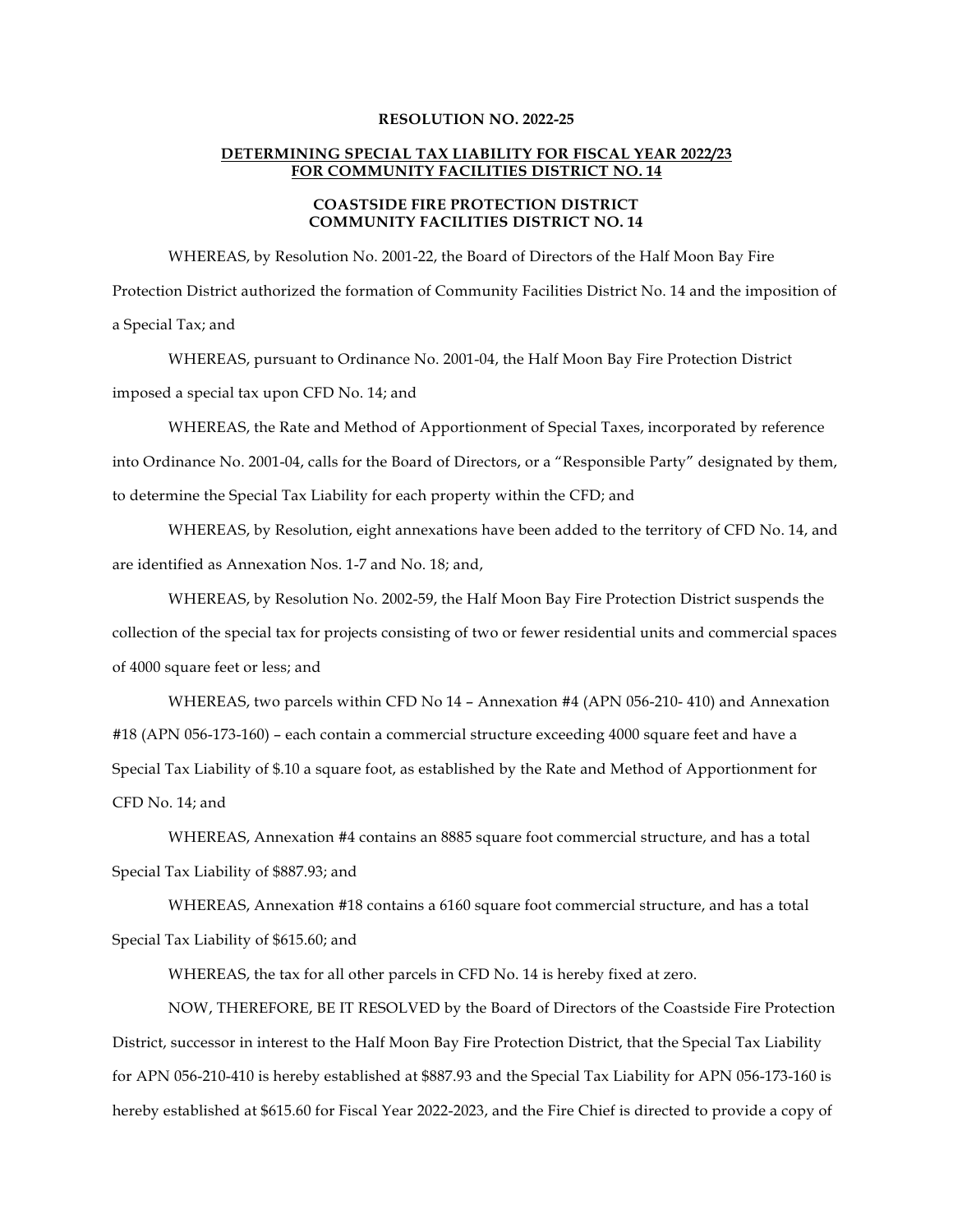**RESOLUTION NO. 2022-25**

**DETERMINING SPECIAL TAX LIABILITY FOR FISCAL YEAR 2022/23 FOR COMMUNITY FACILITIES DISTRICT NO. 14**

**COASTSIDE FIRE PROTECTION DISTRICT COMMUNITY FACILITIES DISTRICT NO. 14**

WHEREAS, by Resolution No. 2001-22, the Board of Directors of the Half Moon Bay Fire Protection District authorized the formation of Community Facilities District No. 14 and the imposition of a Special Tax; and

WHEREAS, pursuant to Ordinance No. 2001-04, the Half Moon Bay Fire Protection District imposed a special tax upon CFD No. 14; and

WHEREAS, the Rate and Method of Apportionment of Special Taxes, incorporated by reference into Ordinance No. 2001-04, calls for the Board of Directors, or a "Responsible Party" designated by them, to determine the Special Tax Liability for each property within the CFD; and

WHEREAS, by Resolution, eight annexations have been added to the territory of CFD No. 14, and are identified as Annexation Nos. 1-7 and No. 18; and,

WHEREAS, by Resolution No. 2002-59, the Half Moon Bay Fire Protection District suspends the collection of the special tax for projects consisting of two or fewer residential units and commercial spaces of 4000 square feet or less; and

WHEREAS, two parcels within CFD No 14 – Annexation #4 (APN 056-210- 410) and Annexation #18 (APN 056-173-160) – each contain a commercial structure exceeding 4000 square feet and have a Special Tax Liability of $.10 a square foot, as established by the Rate and Method of Apportionment for CFD No. 14; and

WHEREAS, Annexation #4 contains an 8885 square foot commercial structure, and has a total Special Tax Liability of $887.93; and

WHEREAS, Annexation #18 contains a 6160 square foot commercial structure, and has a total Special Tax Liability of $615.60; and

WHEREAS, the tax for all other parcels in CFD No. 14 is hereby fixed at zero.

NOW, THEREFORE, BE IT RESOLVED by the Board of Directors of the Coastside Fire Protection District, successor in interest to the Half Moon Bay Fire Protection District, that the Special Tax Liability for APN 056-210-410 is hereby established at $887.93 and the Special Tax Liability for APN 056-173-160 is hereby established at $615.60 for Fiscal Year 2022-2023, and the Fire Chief is directed to provide a copy of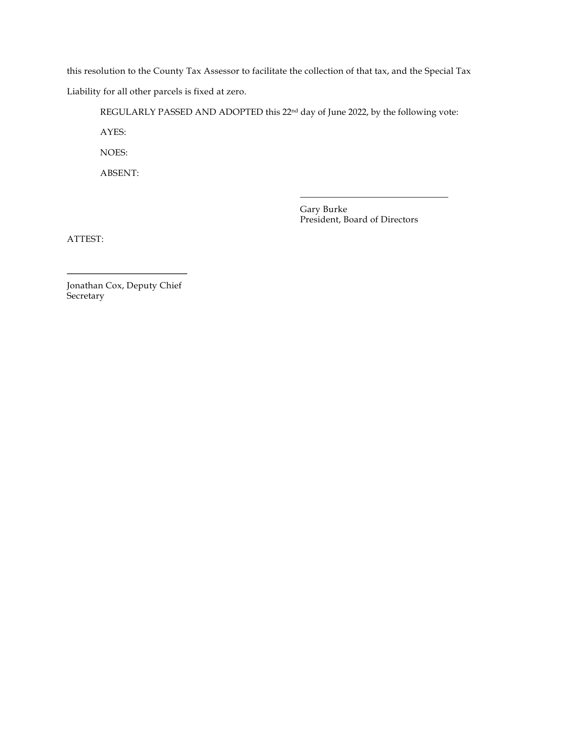this resolution to the County Tax Assessor to facilitate the collection of that tax, and the Special Tax Liability for all other parcels is fixed at zero.

REGULARLY PASSED AND ADOPTED this 22nd day of June 2022, by the following vote:

AYES:

NOES:

ABSENT:

\_\_\_\_\_\_\_\_\_\_\_\_\_\_\_\_\_\_\_\_\_\_\_\_\_\_\_\_\_\_\_\_

Gary Burke
President, Board of Directors

ATTEST:

\_\_\_\_\_\_\_\_\_\_\_\_\_\_\_\_\_\_\_\_\_\_\_\_\_\_\_\_

Jonathan Cox, Deputy Chief
Secretary